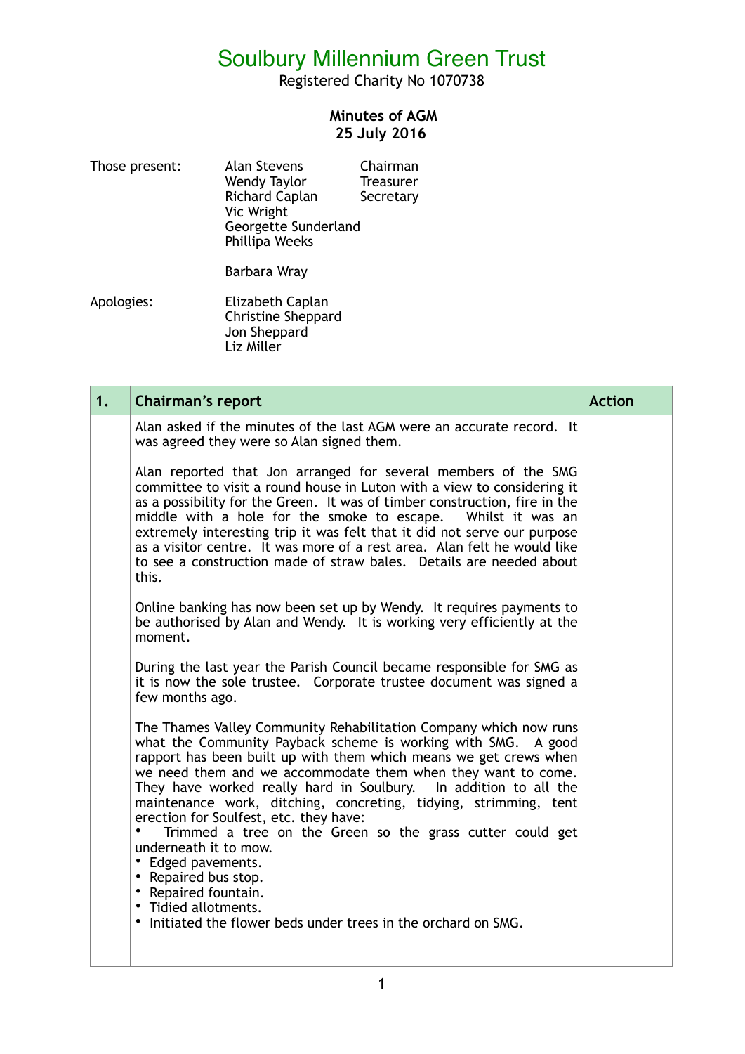# Soulbury Millennium Green Trust

Registered Charity No 1070738

## Minutes of AGM
## 25 July 2016

| | | |
|---|---|---|
| Those present: | Alan Stevens | Chairman |
| | Wendy Taylor | Treasurer |
| | Richard Caplan | Secretary |
| | Vic Wright | |
| | Georgette Sunderland | |
| | Phillipa Weeks | |
| | Barbara Wray | |
| Apologies: | Elizabeth Caplan | |
| | Christine Sheppard | |
| | Jon Sheppard | |
| | Liz Miller | |

| 1. | Chairman's report | Action |
|---|---|---|
| | Alan asked if the minutes of the last AGM were an accurate record. It was agreed they were so Alan signed them.<br><br>Alan reported that Jon arranged for several members of the SMG committee to visit a round house in Luton with a view to considering it as a possibility for the Green. It was of timber construction, fire in the middle with a hole for the smoke to escape. Whilst it was an extremely interesting trip it was felt that it did not serve our purpose as a visitor centre. It was more of a rest area. Alan felt he would like to see a construction made of straw bales. Details are needed about this.<br><br>Online banking has now been set up by Wendy. It requires payments to be authorised by Alan and Wendy. It is working very efficiently at the moment.<br><br>During the last year the Parish Council became responsible for SMG as it is now the sole trustee. Corporate trustee document was signed a few months ago.<br><br>The Thames Valley Community Rehabilitation Company which now runs what the Community Payback scheme is working with SMG. A good rapport has been built up with them which means we get crews when we need them and we accommodate them when they want to come. They have worked really hard in Soulbury. In addition to all the maintenance work, ditching, concreting, tidying, strimming, tent erection for Soulfest, etc. they have:<br>• Trimmed a tree on the Green so the grass cutter could get underneath it to mow.<br>• Edged pavements.<br>• Repaired bus stop.<br>• Repaired fountain.<br>• Tidied allotments.<br>• Initiated the flower beds under trees in the orchard on SMG. | |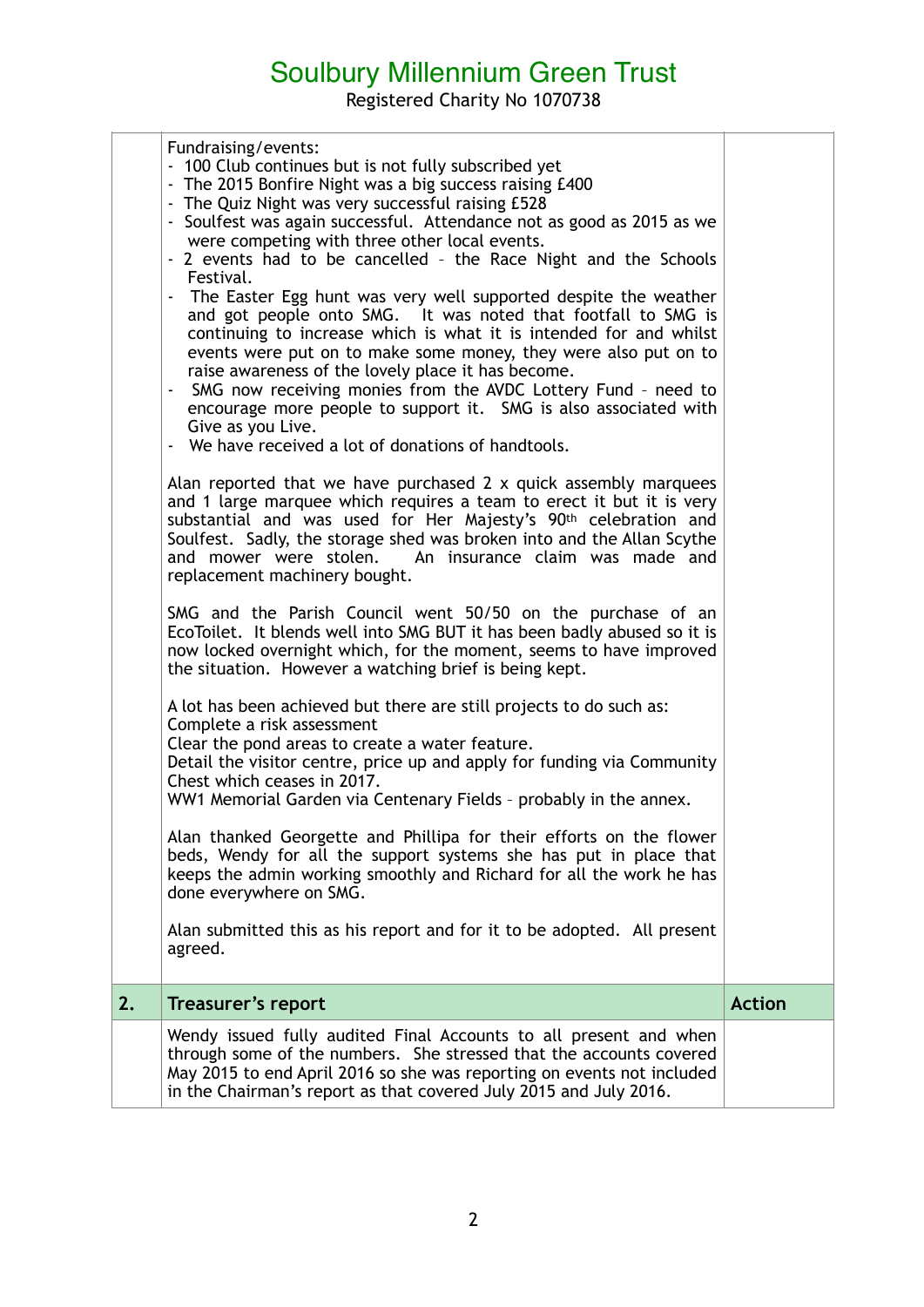# Soulbury Millennium Green Trust

Registered Charity No 1070738

| | | |
|---|---|---|
| | Fundraising/events:<br>- 100 Club continues but is not fully subscribed yet<br>- The 2015 Bonfire Night was a big success raising £400<br>- The Quiz Night was very successful raising £528<br>- Soulfest was again successful. Attendance not as good as 2015 as we were competing with three other local events.<br>- 2 events had to be cancelled – the Race Night and the Schools Festival.<br>- The Easter Egg hunt was very well supported despite the weather and got people onto SMG. It was noted that footfall to SMG is continuing to increase which is what it is intended for and whilst events were put on to make some money, they were also put on to raise awareness of the lovely place it has become.<br>- SMG now receiving monies from the AVDC Lottery Fund – need to encourage more people to support it. SMG is also associated with Give as you Live.<br>- We have received a lot of donations of handtools.<br><br>Alan reported that we have purchased 2 x quick assembly marquees and 1 large marquee which requires a team to erect it but it is very substantial and was used for Her Majesty's 90th celebration and Soulfest. Sadly, the storage shed was broken into and the Allan Scythe and mower were stolen. An insurance claim was made and replacement machinery bought.<br><br>SMG and the Parish Council went 50/50 on the purchase of an EcoToilet. It blends well into SMG BUT it has been badly abused so it is now locked overnight which, for the moment, seems to have improved the situation. However a watching brief is being kept.<br><br>A lot has been achieved but there are still projects to do such as:<br>Complete a risk assessment<br>Clear the pond areas to create a water feature.<br>Detail the visitor centre, price up and apply for funding via Community Chest which ceases in 2017.<br>WW1 Memorial Garden via Centenary Fields – probably in the annex.<br><br>Alan thanked Georgette and Phillipa for their efforts on the flower beds, Wendy for all the support systems she has put in place that keeps the admin working smoothly and Richard for all the work he has done everywhere on SMG.<br><br>Alan submitted this as his report and for it to be adopted. All present agreed. | |
| **2.** | **Treasurer's report** | **Action** |
| | Wendy issued fully audited Final Accounts to all present and when through some of the numbers. She stressed that the accounts covered May 2015 to end April 2016 so she was reporting on events not included in the Chairman's report as that covered July 2015 and July 2016. | |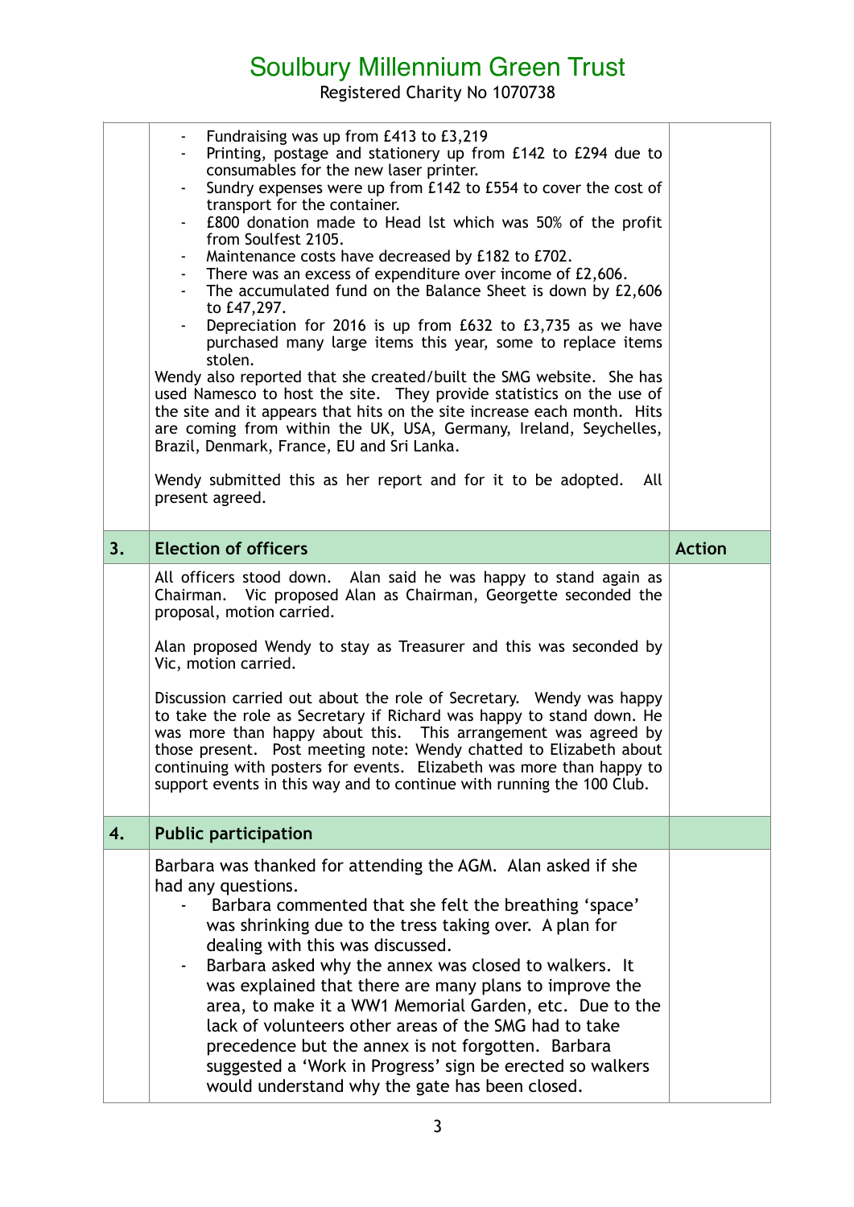# Soulbury Millennium Green Trust

Registered Charity No 1070738

| | | |
|---|---|---|
| | - Fundraising was up from £413 to £3,219<br>- Printing, postage and stationery up from £142 to £294 due to consumables for the new laser printer.<br>- Sundry expenses were up from £142 to £554 to cover the cost of transport for the container.<br>- £800 donation made to Head lst which was 50% of the profit from Soulfest 2105.<br>- Maintenance costs have decreased by £182 to £702.<br>- There was an excess of expenditure over income of £2,606.<br>- The accumulated fund on the Balance Sheet is down by £2,606 to £47,297.<br>- Depreciation for 2016 is up from £632 to £3,735 as we have purchased many large items this year, some to replace items stolen.<br>Wendy also reported that she created/built the SMG website. She has used Namesco to host the site. They provide statistics on the use of the site and it appears that hits on the site increase each month. Hits are coming from within the UK, USA, Germany, Ireland, Seychelles, Brazil, Denmark, France, EU and Sri Lanka.<br><br>Wendy submitted this as her report and for it to be adopted. All present agreed. | |
| **3.** | **Election of officers** | **Action** |
| | All officers stood down. Alan said he was happy to stand again as Chairman. Vic proposed Alan as Chairman, Georgette seconded the proposal, motion carried.<br><br>Alan proposed Wendy to stay as Treasurer and this was seconded by Vic, motion carried.<br><br>Discussion carried out about the role of Secretary. Wendy was happy to take the role as Secretary if Richard was happy to stand down. He was more than happy about this. This arrangement was agreed by those present. Post meeting note: Wendy chatted to Elizabeth about continuing with posters for events. Elizabeth was more than happy to support events in this way and to continue with running the 100 Club. | |
| **4.** | **Public participation** | |
| | Barbara was thanked for attending the AGM. Alan asked if she had any questions.<br>- Barbara commented that she felt the breathing 'space' was shrinking due to the tress taking over. A plan for dealing with this was discussed.<br>- Barbara asked why the annex was closed to walkers. It was explained that there are many plans to improve the area, to make it a WW1 Memorial Garden, etc. Due to the lack of volunteers other areas of the SMG had to take precedence but the annex is not forgotten. Barbara suggested a 'Work in Progress' sign be erected so walkers would understand why the gate has been closed. | |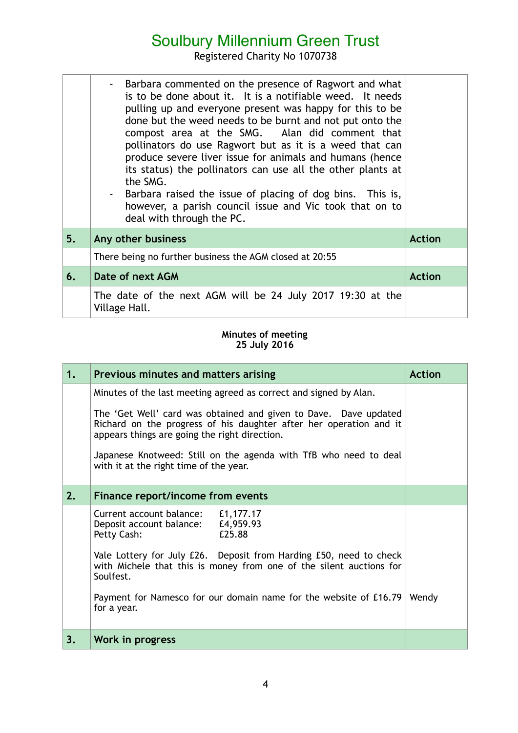# Soulbury Millennium Green Trust

Registered Charity No 1070738

| | | |
|---|---|---|
| | - Barbara commented on the presence of Ragwort and what is to be done about it. It is a notifiable weed. It needs pulling up and everyone present was happy for this to be done but the weed needs to be burnt and not put onto the compost area at the SMG. Alan did comment that pollinators do use Ragwort but as it is a weed that can produce severe liver issue for animals and humans (hence its status) the pollinators can use all the other plants at the SMG.<br>- Barbara raised the issue of placing of dog bins. This is, however, a parish council issue and Vic took that on to deal with through the PC. | |
| **5.** | **Any other business** | **Action** |
| | There being no further business the AGM closed at 20:55 | |
| **6.** | **Date of next AGM** | **Action** |
| | The date of the next AGM will be 24 July 2017 19:30 at the Village Hall. | |

**Minutes of meeting**
**25 July 2016**

| | | |
|---|---|---|
| **1.** | **Previous minutes and matters arising** | **Action** |
| | Minutes of the last meeting agreed as correct and signed by Alan.<br><br>The 'Get Well' card was obtained and given to Dave. Dave updated Richard on the progress of his daughter after her operation and it appears things are going the right direction.<br><br>Japanese Knotweed: Still on the agenda with TfB who need to deal with it at the right time of the year. | |
| **2.** | **Finance report/income from events** | |
| | Current account balance: £1,177.17<br>Deposit account balance: £4,959.93<br>Petty Cash: £25.88<br><br>Vale Lottery for July £26. Deposit from Harding £50, need to check with Michele that this is money from one of the silent auctions for Soulfest. | |
| | Payment for Namesco for our domain name for the website of £16.79 for a year. | Wendy |
| **3.** | **Work in progress** | |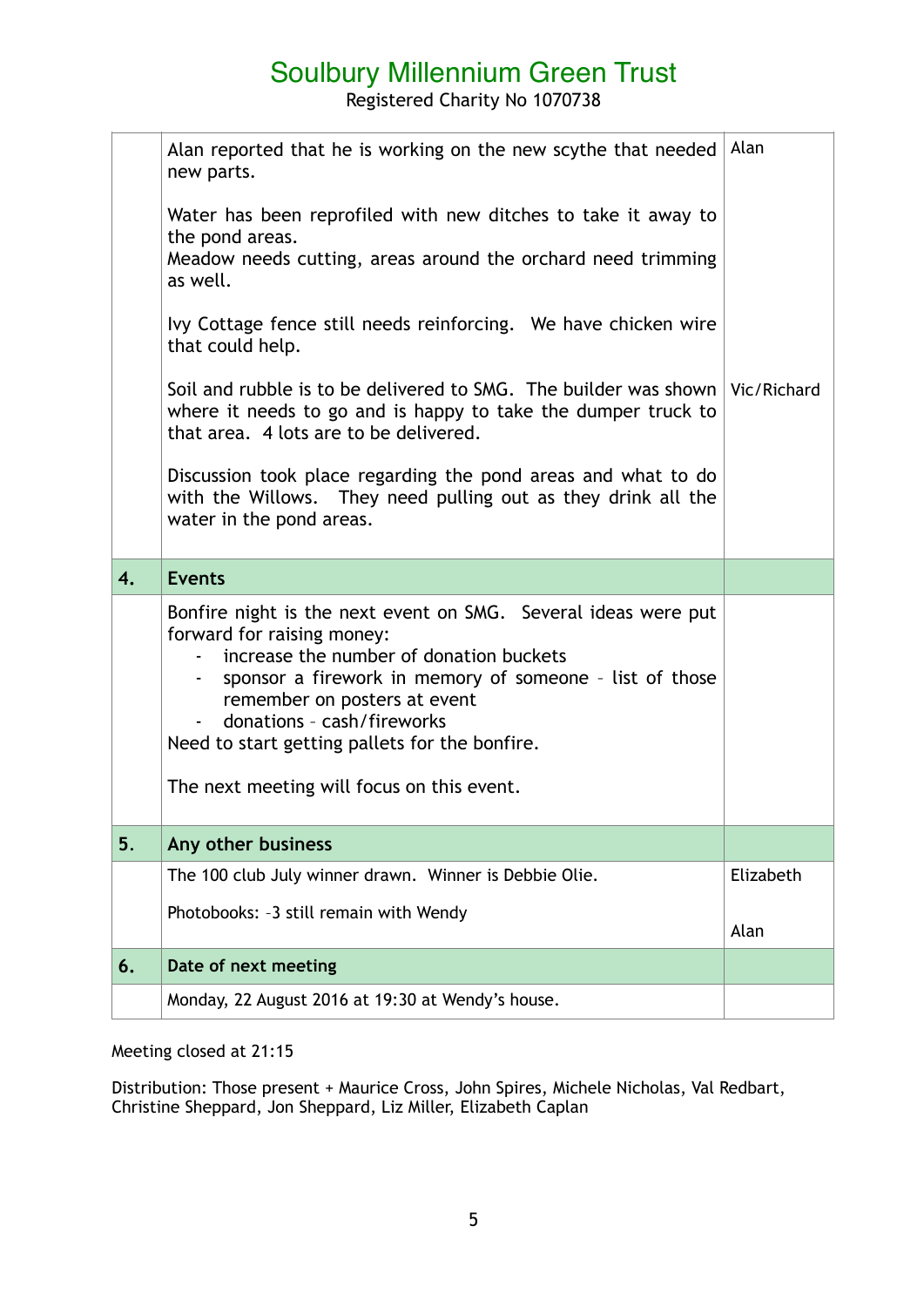# Soulbury Millennium Green Trust

Registered Charity No 1070738

| | | |
|---|---|---|
| | Alan reported that he is working on the new scythe that needed new parts.<br><br>Water has been reprofiled with new ditches to take it away to the pond areas.<br>Meadow needs cutting, areas around the orchard need trimming as well.<br><br>Ivy Cottage fence still needs reinforcing. We have chicken wire that could help.<br><br>Soil and rubble is to be delivered to SMG. The builder was shown where it needs to go and is happy to take the dumper truck to that area. 4 lots are to be delivered.<br><br>Discussion took place regarding the pond areas and what to do with the Willows. They need pulling out as they drink all the water in the pond areas. | Alan<br><br><br><br><br><br><br><br>Vic/Richard |
| **4.** | **Events** | |
| | Bonfire night is the next event on SMG. Several ideas were put forward for raising money:<br>- increase the number of donation buckets<br>- sponsor a firework in memory of someone – list of those remember on posters at event<br>- donations – cash/fireworks<br>Need to start getting pallets for the bonfire.<br><br>The next meeting will focus on this event. | |
| **5.** | **Any other business** | |
| | The 100 club July winner drawn. Winner is Debbie Olie.<br><br>Photobooks: -3 still remain with Wendy | Elizabeth<br><br>Alan |
| **6.** | **Date of next meeting** | |
| | Monday, 22 August 2016 at 19:30 at Wendy's house. | |

Meeting closed at 21:15

Distribution: Those present + Maurice Cross, John Spires, Michele Nicholas, Val Redbart, Christine Sheppard, Jon Sheppard, Liz Miller, Elizabeth Caplan